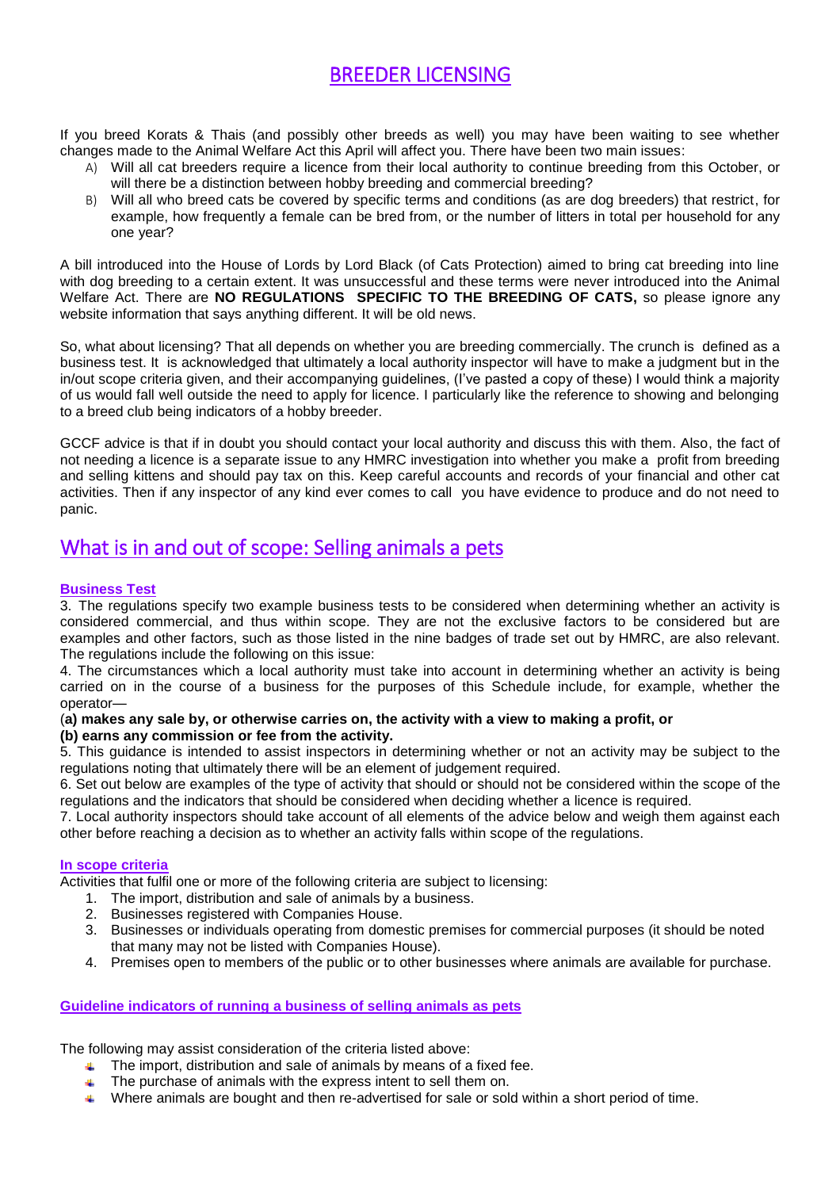# BREEDER LICENSING

If you breed Korats & Thais (and possibly other breeds as well) you may have been waiting to see whether changes made to the Animal Welfare Act this April will affect you. There have been two main issues:

A) Will all cat breeders require a licence from their local authority to continue breeding from this October, or will there be a distinction between hobby breeding and commercial breeding?
B) Will all who breed cats be covered by specific terms and conditions (as are dog breeders) that restrict, for example, how frequently a female can be bred from, or the number of litters in total per household for any one year?

A bill introduced into the House of Lords by Lord Black (of Cats Protection) aimed to bring cat breeding into line with dog breeding to a certain extent. It was unsuccessful and these terms were never introduced into the Animal Welfare Act. There are **NO REGULATIONS SPECIFIC TO THE BREEDING OF CATS,** so please ignore any website information that says anything different. It will be old news.

So, what about licensing? That all depends on whether you are breeding commercially. The crunch is defined as a business test. It is acknowledged that ultimately a local authority inspector will have to make a judgment but in the in/out scope criteria given, and their accompanying guidelines, (I've pasted a copy of these) I would think a majority of us would fall well outside the need to apply for licence. I particularly like the reference to showing and belonging to a breed club being indicators of a hobby breeder.

GCCF advice is that if in doubt you should contact your local authority and discuss this with them. Also, the fact of not needing a licence is a separate issue to any HMRC investigation into whether you make a profit from breeding and selling kittens and should pay tax on this. Keep careful accounts and records of your financial and other cat activities. Then if any inspector of any kind ever comes to call you have evidence to produce and do not need to panic.

## What is in and out of scope: Selling animals a pets

### Business Test

3. The regulations specify two example business tests to be considered when determining whether an activity is considered commercial, and thus within scope. They are not the exclusive factors to be considered but are examples and other factors, such as those listed in the nine badges of trade set out by HMRC, are also relevant. The regulations include the following on this issue:

4. The circumstances which a local authority must take into account in determining whether an activity is being carried on in the course of a business for the purposes of this Schedule include, for example, whether the operator—

(**a) makes any sale by, or otherwise carries on, the activity with a view to making a profit, or**
**(b) earns any commission or fee from the activity.**

5. This guidance is intended to assist inspectors in determining whether or not an activity may be subject to the regulations noting that ultimately there will be an element of judgement required.

6. Set out below are examples of the type of activity that should or should not be considered within the scope of the regulations and the indicators that should be considered when deciding whether a licence is required.

7. Local authority inspectors should take account of all elements of the advice below and weigh them against each other before reaching a decision as to whether an activity falls within scope of the regulations.

### In scope criteria

Activities that fulfil one or more of the following criteria are subject to licensing:

1. The import, distribution and sale of animals by a business.
2. Businesses registered with Companies House.
3. Businesses or individuals operating from domestic premises for commercial purposes (it should be noted that many may not be listed with Companies House).
4. Premises open to members of the public or to other businesses where animals are available for purchase.

### Guideline indicators of running a business of selling animals as pets

The following may assist consideration of the criteria listed above:

- The import, distribution and sale of animals by means of a fixed fee.
- The purchase of animals with the express intent to sell them on.
- Where animals are bought and then re-advertised for sale or sold within a short period of time.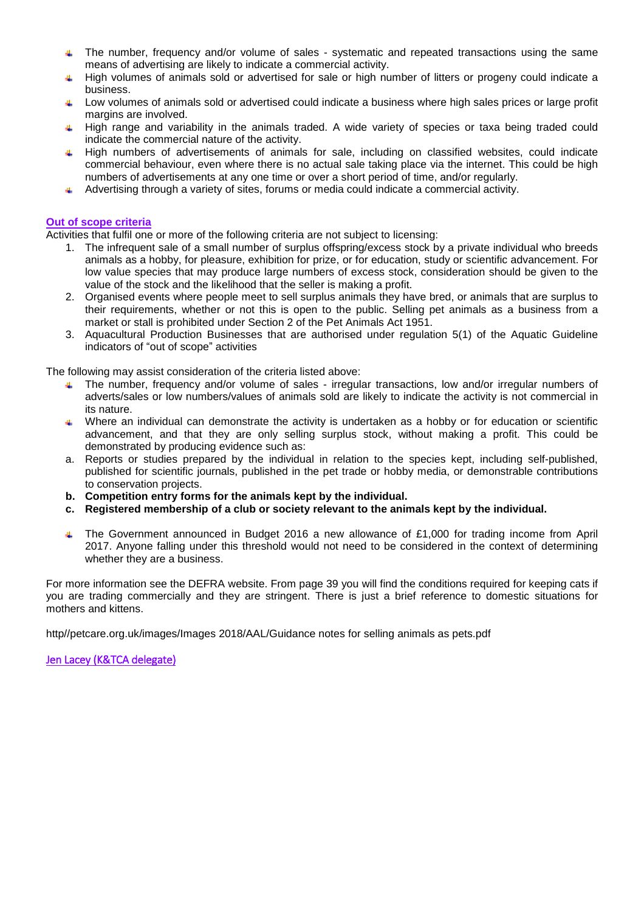- The number, frequency and/or volume of sales - systematic and repeated transactions using the same means of advertising are likely to indicate a commercial activity.
- High volumes of animals sold or advertised for sale or high number of litters or progeny could indicate a business.
- Low volumes of animals sold or advertised could indicate a business where high sales prices or large profit margins are involved.
- High range and variability in the animals traded. A wide variety of species or taxa being traded could indicate the commercial nature of the activity.
- High numbers of advertisements of animals for sale, including on classified websites, could indicate commercial behaviour, even where there is no actual sale taking place via the internet. This could be high numbers of advertisements at any one time or over a short period of time, and/or regularly.
- Advertising through a variety of sites, forums or media could indicate a commercial activity.

**Out of scope criteria**

Activities that fulfil one or more of the following criteria are not subject to licensing:

1. The infrequent sale of a small number of surplus offspring/excess stock by a private individual who breeds animals as a hobby, for pleasure, exhibition for prize, or for education, study or scientific advancement. For low value species that may produce large numbers of excess stock, consideration should be given to the value of the stock and the likelihood that the seller is making a profit.
2. Organised events where people meet to sell surplus animals they have bred, or animals that are surplus to their requirements, whether or not this is open to the public. Selling pet animals as a business from a market or stall is prohibited under Section 2 of the Pet Animals Act 1951.
3. Aquacultural Production Businesses that are authorised under regulation 5(1) of the Aquatic Guideline indicators of "out of scope" activities

The following may assist consideration of the criteria listed above:

- The number, frequency and/or volume of sales - irregular transactions, low and/or irregular numbers of adverts/sales or low numbers/values of animals sold are likely to indicate the activity is not commercial in its nature.
- Where an individual can demonstrate the activity is undertaken as a hobby or for education or scientific advancement, and that they are only selling surplus stock, without making a profit. This could be demonstrated by producing evidence such as:

a. Reports or studies prepared by the individual in relation to the species kept, including self-published, published for scientific journals, published in the pet trade or hobby media, or demonstrable contributions to conservation projects.

**b. Competition entry forms for the animals kept by the individual.**

**c. Registered membership of a club or society relevant to the animals kept by the individual.**

- The Government announced in Budget 2016 a new allowance of £1,000 for trading income from April 2017. Anyone falling under this threshold would not need to be considered in the context of determining whether they are a business.

For more information see the DEFRA website. From page 39 you will find the conditions required for keeping cats if you are trading commercially and they are stringent. There is just a brief reference to domestic situations for mothers and kittens.

http//petcare.org.uk/images/Images 2018/AAL/Guidance notes for selling animals as pets.pdf

Jen Lacey (K&TCA delegate)